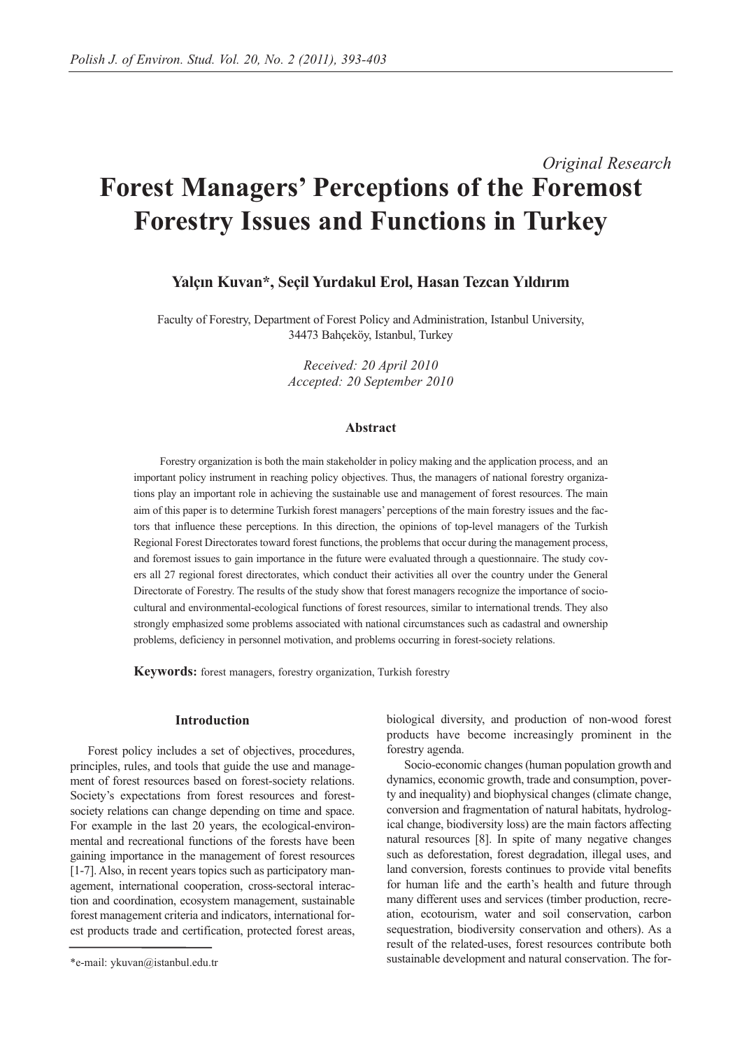*Original Research*

# Forest Managers' Perceptions of the Foremost Forestry Issues and Functions in Turkey

**Yalçın Kuvan*, Seçil Yurdakul Erol, Hasan Tezcan Yıldırım**

Faculty of Forestry, Department of Forest Policy and Administration, Istanbul University, 34473 Bahçeköy, Istanbul, Turkey

*Received: 20 April 2010*
*Accepted: 20 September 2010*

### Abstract

Forestry organization is both the main stakeholder in policy making and the application process, and an important policy instrument in reaching policy objectives. Thus, the managers of national forestry organizations play an important role in achieving the sustainable use and management of forest resources. The main aim of this paper is to determine Turkish forest managers' perceptions of the main forestry issues and the factors that influence these perceptions. In this direction, the opinions of top-level managers of the Turkish Regional Forest Directorates toward forest functions, the problems that occur during the management process, and foremost issues to gain importance in the future were evaluated through a questionnaire. The study covers all 27 regional forest directorates, which conduct their activities all over the country under the General Directorate of Forestry. The results of the study show that forest managers recognize the importance of socio-cultural and environmental-ecological functions of forest resources, similar to international trends. They also strongly emphasized some problems associated with national circumstances such as cadastral and ownership problems, deficiency in personnel motivation, and problems occurring in forest-society relations.

**Keywords:** forest managers, forestry organization, Turkish forestry

## Introduction

Forest policy includes a set of objectives, procedures, principles, rules, and tools that guide the use and management of forest resources based on forest-society relations. Society's expectations from forest resources and forest-society relations can change depending on time and space. For example in the last 20 years, the ecological-environmental and recreational functions of the forests have been gaining importance in the management of forest resources [1-7]. Also, in recent years topics such as participatory management, international cooperation, cross-sectoral interaction and coordination, ecosystem management, sustainable forest management criteria and indicators, international forest products trade and certification, protected forest areas, biological diversity, and production of non-wood forest products have become increasingly prominent in the forestry agenda.

Socio-economic changes (human population growth and dynamics, economic growth, trade and consumption, poverty and inequality) and biophysical changes (climate change, conversion and fragmentation of natural habitats, hydrological change, biodiversity loss) are the main factors affecting natural resources [8]. In spite of many negative changes such as deforestation, forest degradation, illegal uses, and land conversion, forests continues to provide vital benefits for human life and the earth's health and future through many different uses and services (timber production, recreation, ecotourism, water and soil conservation, carbon sequestration, biodiversity conservation and others). As a result of the related-uses, forest resources contribute both sustainable development and natural conservation. The for-

*e-mail: ykuvan@istanbul.edu.tr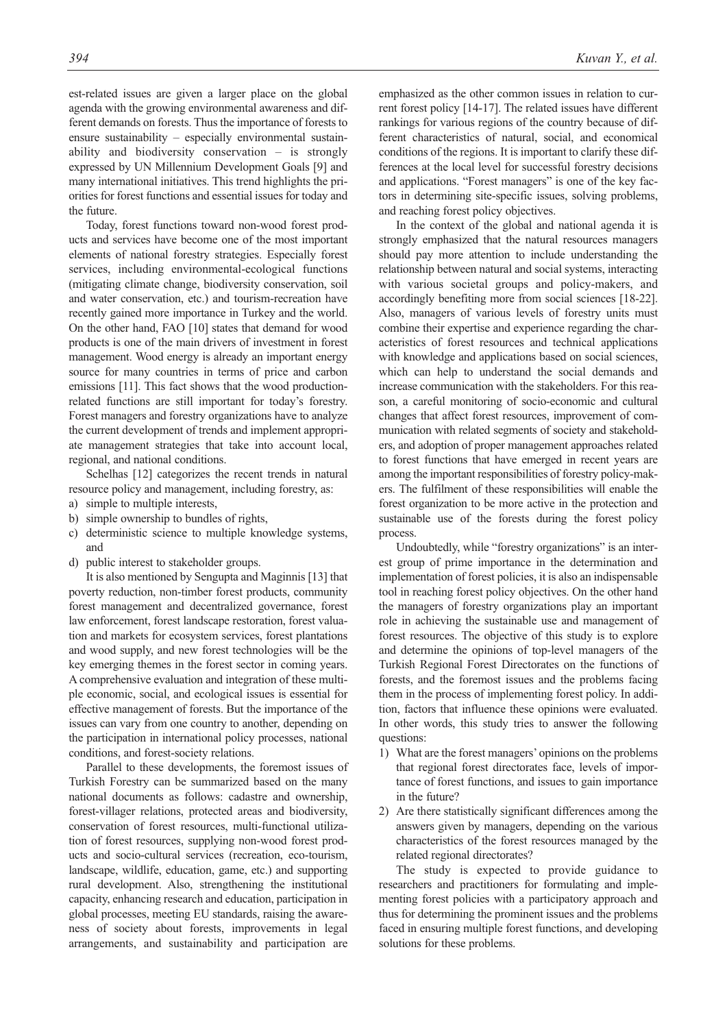est-related issues are given a larger place on the global agenda with the growing environmental awareness and different demands on forests. Thus the importance of forests to ensure sustainability – especially environmental sustainability and biodiversity conservation – is strongly expressed by UN Millennium Development Goals [9] and many international initiatives. This trend highlights the priorities for forest functions and essential issues for today and the future.

Today, forest functions toward non-wood forest products and services have become one of the most important elements of national forestry strategies. Especially forest services, including environmental-ecological functions (mitigating climate change, biodiversity conservation, soil and water conservation, etc.) and tourism-recreation have recently gained more importance in Turkey and the world. On the other hand, FAO [10] states that demand for wood products is one of the main drivers of investment in forest management. Wood energy is already an important energy source for many countries in terms of price and carbon emissions [11]. This fact shows that the wood production-related functions are still important for today's forestry. Forest managers and forestry organizations have to analyze the current development of trends and implement appropriate management strategies that take into account local, regional, and national conditions.

Schelhas [12] categorizes the recent trends in natural resource policy and management, including forestry, as:

a) simple to multiple interests,
b) simple ownership to bundles of rights,
c) deterministic science to multiple knowledge systems, and
d) public interest to stakeholder groups.

It is also mentioned by Sengupta and Maginnis [13] that poverty reduction, non-timber forest products, community forest management and decentralized governance, forest law enforcement, forest landscape restoration, forest valuation and markets for ecosystem services, forest plantations and wood supply, and new forest technologies will be the key emerging themes in the forest sector in coming years. A comprehensive evaluation and integration of these multiple economic, social, and ecological issues is essential for effective management of forests. But the importance of the issues can vary from one country to another, depending on the participation in international policy processes, national conditions, and forest-society relations.

Parallel to these developments, the foremost issues of Turkish Forestry can be summarized based on the many national documents as follows: cadastre and ownership, forest-villager relations, protected areas and biodiversity, conservation of forest resources, multi-functional utilization of forest resources, supplying non-wood forest products and socio-cultural services (recreation, eco-tourism, landscape, wildlife, education, game, etc.) and supporting rural development. Also, strengthening the institutional capacity, enhancing research and education, participation in global processes, meeting EU standards, raising the awareness of society about forests, improvements in legal arrangements, and sustainability and participation are emphasized as the other common issues in relation to current forest policy [14-17]. The related issues have different rankings for various regions of the country because of different characteristics of natural, social, and economical conditions of the regions. It is important to clarify these differences at the local level for successful forestry decisions and applications. "Forest managers" is one of the key factors in determining site-specific issues, solving problems, and reaching forest policy objectives.

In the context of the global and national agenda it is strongly emphasized that the natural resources managers should pay more attention to include understanding the relationship between natural and social systems, interacting with various societal groups and policy-makers, and accordingly benefiting more from social sciences [18-22]. Also, managers of various levels of forestry units must combine their expertise and experience regarding the characteristics of forest resources and technical applications with knowledge and applications based on social sciences, which can help to understand the social demands and increase communication with the stakeholders. For this reason, a careful monitoring of socio-economic and cultural changes that affect forest resources, improvement of communication with related segments of society and stakeholders, and adoption of proper management approaches related to forest functions that have emerged in recent years are among the important responsibilities of forestry policy-makers. The fulfilment of these responsibilities will enable the forest organization to be more active in the protection and sustainable use of the forests during the forest policy process.

Undoubtedly, while "forestry organizations" is an interest group of prime importance in the determination and implementation of forest policies, it is also an indispensable tool in reaching forest policy objectives. On the other hand the managers of forestry organizations play an important role in achieving the sustainable use and management of forest resources. The objective of this study is to explore and determine the opinions of top-level managers of the Turkish Regional Forest Directorates on the functions of forests, and the foremost issues and the problems facing them in the process of implementing forest policy. In addition, factors that influence these opinions were evaluated. In other words, this study tries to answer the following questions:

1) What are the forest managers' opinions on the problems that regional forest directorates face, levels of importance of forest functions, and issues to gain importance in the future?
2) Are there statistically significant differences among the answers given by managers, depending on the various characteristics of the forest resources managed by the related regional directorates?

The study is expected to provide guidance to researchers and practitioners for formulating and implementing forest policies with a participatory approach and thus for determining the prominent issues and the problems faced in ensuring multiple forest functions, and developing solutions for these problems.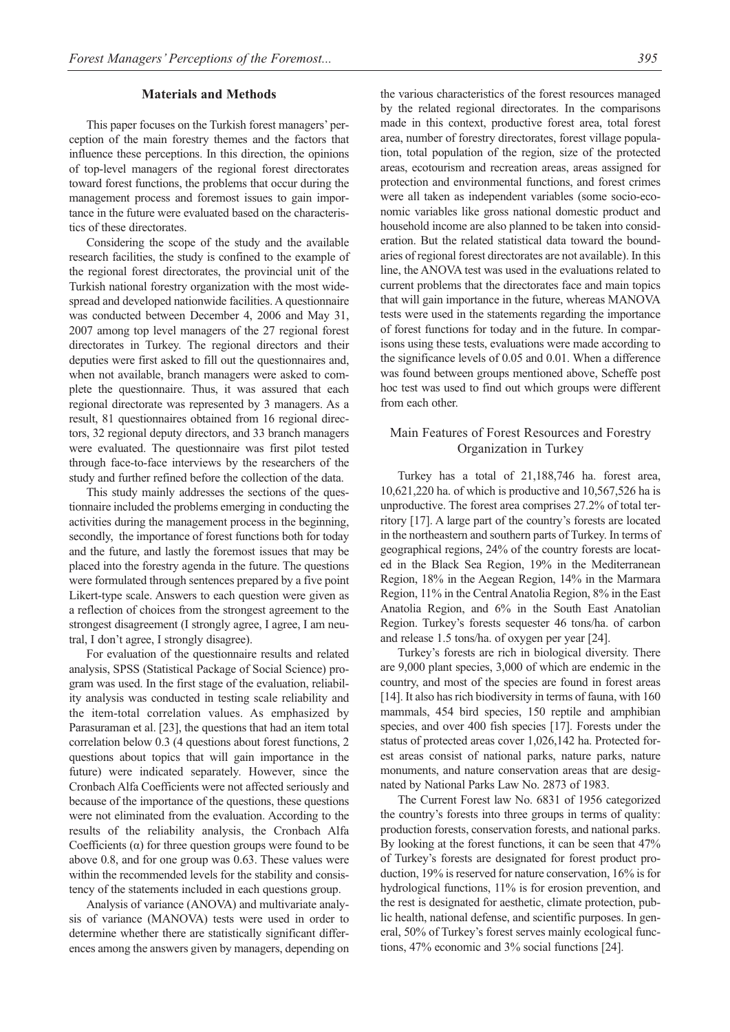## Materials and Methods

This paper focuses on the Turkish forest managers' perception of the main forestry themes and the factors that influence these perceptions. In this direction, the opinions of top-level managers of the regional forest directorates toward forest functions, the problems that occur during the management process and foremost issues to gain importance in the future were evaluated based on the characteristics of these directorates.

Considering the scope of the study and the available research facilities, the study is confined to the example of the regional forest directorates, the provincial unit of the Turkish national forestry organization with the most widespread and developed nationwide facilities. A questionnaire was conducted between December 4, 2006 and May 31, 2007 among top level managers of the 27 regional forest directorates in Turkey. The regional directors and their deputies were first asked to fill out the questionnaires and, when not available, branch managers were asked to complete the questionnaire. Thus, it was assured that each regional directorate was represented by 3 managers. As a result, 81 questionnaires obtained from 16 regional directors, 32 regional deputy directors, and 33 branch managers were evaluated. The questionnaire was first pilot tested through face-to-face interviews by the researchers of the study and further refined before the collection of the data.

This study mainly addresses the sections of the questionnaire included the problems emerging in conducting the activities during the management process in the beginning, secondly, the importance of forest functions both for today and the future, and lastly the foremost issues that may be placed into the forestry agenda in the future. The questions were formulated through sentences prepared by a five point Likert-type scale. Answers to each question were given as a reflection of choices from the strongest agreement to the strongest disagreement (I strongly agree, I agree, I am neutral, I don't agree, I strongly disagree).

For evaluation of the questionnaire results and related analysis, SPSS (Statistical Package of Social Science) program was used. In the first stage of the evaluation, reliability analysis was conducted in testing scale reliability and the item-total correlation values. As emphasized by Parasuraman et al. [23], the questions that had an item total correlation below 0.3 (4 questions about forest functions, 2 questions about topics that will gain importance in the future) were indicated separately. However, since the Cronbach Alfa Coefficients were not affected seriously and because of the importance of the questions, these questions were not eliminated from the evaluation. According to the results of the reliability analysis, the Cronbach Alfa Coefficients ($\alpha$) for three question groups were found to be above 0.8, and for one group was 0.63. These values were within the recommended levels for the stability and consistency of the statements included in each questions group.

Analysis of variance (ANOVA) and multivariate analysis of variance (MANOVA) tests were used in order to determine whether there are statistically significant differences among the answers given by managers, depending on the various characteristics of the forest resources managed by the related regional directorates. In the comparisons made in this context, productive forest area, total forest area, number of forestry directorates, forest village population, total population of the region, size of the protected areas, ecotourism and recreation areas, areas assigned for protection and environmental functions, and forest crimes were all taken as independent variables (some socio-economic variables like gross national domestic product and household income are also planned to be taken into consideration. But the related statistical data toward the boundaries of regional forest directorates are not available). In this line, the ANOVA test was used in the evaluations related to current problems that the directorates face and main topics that will gain importance in the future, whereas MANOVA tests were used in the statements regarding the importance of forest functions for today and in the future. In comparisons using these tests, evaluations were made according to the significance levels of 0.05 and 0.01. When a difference was found between groups mentioned above, Scheffe post hoc test was used to find out which groups were different from each other.

## Main Features of Forest Resources and Forestry Organization in Turkey

Turkey has a total of 21,188,746 ha. forest area, 10,621,220 ha. of which is productive and 10,567,526 ha is unproductive. The forest area comprises 27.2% of total territory [17]. A large part of the country's forests are located in the northeastern and southern parts of Turkey. In terms of geographical regions, 24% of the country forests are located in the Black Sea Region, 19% in the Mediterranean Region, 18% in the Aegean Region, 14% in the Marmara Region, 11% in the Central Anatolia Region, 8% in the East Anatolia Region, and 6% in the South East Anatolian Region. Turkey's forests sequester 46 tons/ha. of carbon and release 1.5 tons/ha. of oxygen per year [24].

Turkey's forests are rich in biological diversity. There are 9,000 plant species, 3,000 of which are endemic in the country, and most of the species are found in forest areas [14]. It also has rich biodiversity in terms of fauna, with 160 mammals, 454 bird species, 150 reptile and amphibian species, and over 400 fish species [17]. Forests under the status of protected areas cover 1,026,142 ha. Protected forest areas consist of national parks, nature parks, nature monuments, and nature conservation areas that are designated by National Parks Law No. 2873 of 1983.

The Current Forest law No. 6831 of 1956 categorized the country's forests into three groups in terms of quality: production forests, conservation forests, and national parks. By looking at the forest functions, it can be seen that 47% of Turkey's forests are designated for forest product production, 19% is reserved for nature conservation, 16% is for hydrological functions, 11% is for erosion prevention, and the rest is designated for aesthetic, climate protection, public health, national defense, and scientific purposes. In general, 50% of Turkey's forest serves mainly ecological functions, 47% economic and 3% social functions [24].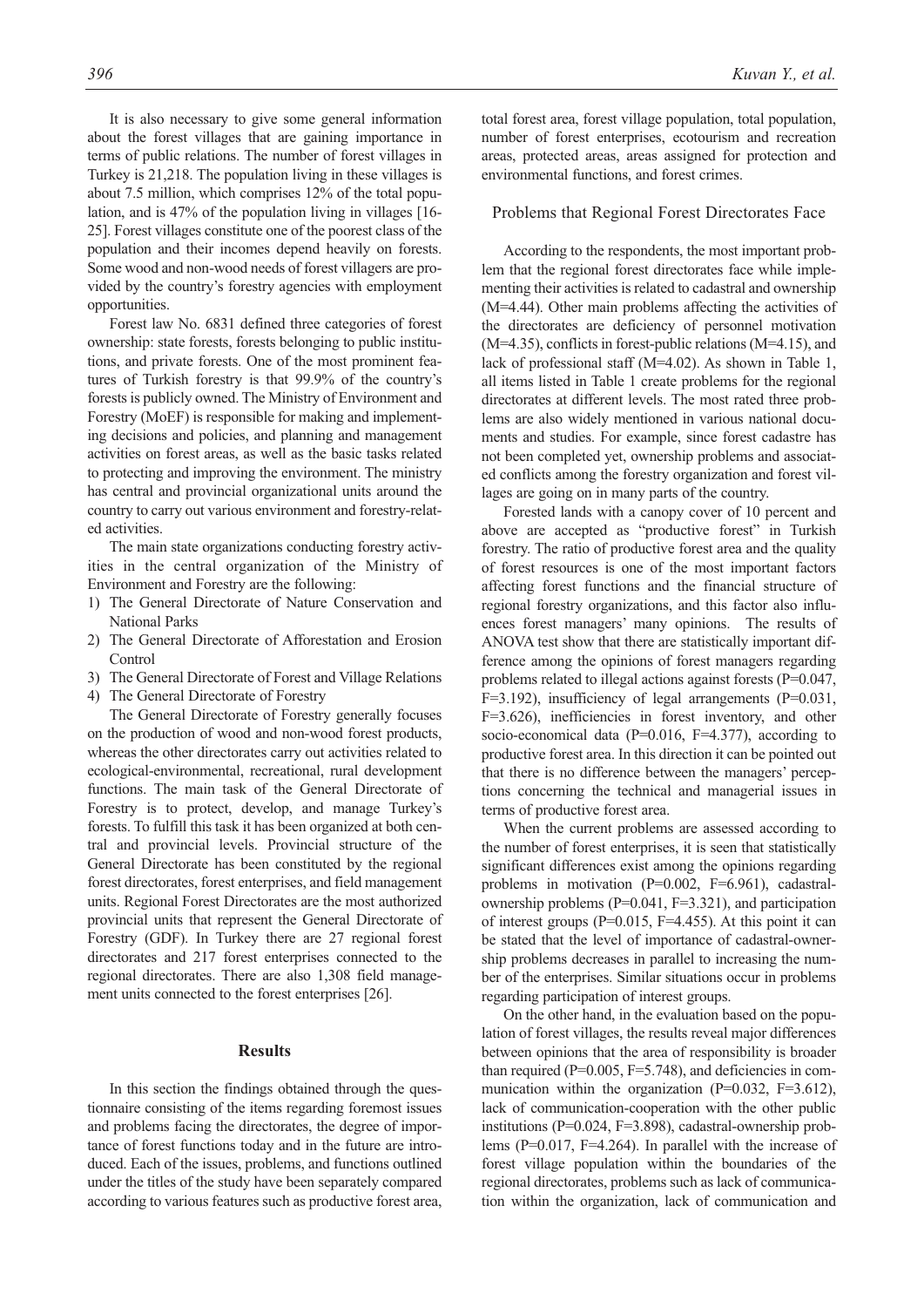It is also necessary to give some general information about the forest villages that are gaining importance in terms of public relations. The number of forest villages in Turkey is 21,218. The population living in these villages is about 7.5 million, which comprises 12% of the total population, and is 47% of the population living in villages [16-25]. Forest villages constitute one of the poorest class of the population and their incomes depend heavily on forests. Some wood and non-wood needs of forest villagers are provided by the country's forestry agencies with employment opportunities.

Forest law No. 6831 defined three categories of forest ownership: state forests, forests belonging to public institutions, and private forests. One of the most prominent features of Turkish forestry is that 99.9% of the country's forests is publicly owned. The Ministry of Environment and Forestry (MoEF) is responsible for making and implementing decisions and policies, and planning and management activities on forest areas, as well as the basic tasks related to protecting and improving the environment. The ministry has central and provincial organizational units around the country to carry out various environment and forestry-related activities.

The main state organizations conducting forestry activities in the central organization of the Ministry of Environment and Forestry are the following:

1) The General Directorate of Nature Conservation and National Parks
2) The General Directorate of Afforestation and Erosion Control
3) The General Directorate of Forest and Village Relations
4) The General Directorate of Forestry

The General Directorate of Forestry generally focuses on the production of wood and non-wood forest products, whereas the other directorates carry out activities related to ecological-environmental, recreational, rural development functions. The main task of the General Directorate of Forestry is to protect, develop, and manage Turkey's forests. To fulfill this task it has been organized at both central and provincial levels. Provincial structure of the General Directorate has been constituted by the regional forest directorates, forest enterprises, and field management units. Regional Forest Directorates are the most authorized provincial units that represent the General Directorate of Forestry (GDF). In Turkey there are 27 regional forest directorates and 217 forest enterprises connected to the regional directorates. There are also 1,308 field management units connected to the forest enterprises [26].

## Results

In this section the findings obtained through the questionnaire consisting of the items regarding foremost issues and problems facing the directorates, the degree of importance of forest functions today and in the future are introduced. Each of the issues, problems, and functions outlined under the titles of the study have been separately compared according to various features such as productive forest area, total forest area, forest village population, total population, number of forest enterprises, ecotourism and recreation areas, protected areas, areas assigned for protection and environmental functions, and forest crimes.

### Problems that Regional Forest Directorates Face

According to the respondents, the most important problem that the regional forest directorates face while implementing their activities is related to cadastral and ownership (M=4.44). Other main problems affecting the activities of the directorates are deficiency of personnel motivation (M=4.35), conflicts in forest-public relations (M=4.15), and lack of professional staff (M=4.02). As shown in Table 1, all items listed in Table 1 create problems for the regional directorates at different levels. The most rated three problems are also widely mentioned in various national documents and studies. For example, since forest cadastre has not been completed yet, ownership problems and associated conflicts among the forestry organization and forest villages are going on in many parts of the country.

Forested lands with a canopy cover of 10 percent and above are accepted as "productive forest" in Turkish forestry. The ratio of productive forest area and the quality of forest resources is one of the most important factors affecting forest functions and the financial structure of regional forestry organizations, and this factor also influences forest managers' many opinions. The results of ANOVA test show that there are statistically important difference among the opinions of forest managers regarding problems related to illegal actions against forests (P=0.047, F=3.192), insufficiency of legal arrangements (P=0.031, F=3.626), inefficiencies in forest inventory, and other socio-economical data (P=0.016, F=4.377), according to productive forest area. In this direction it can be pointed out that there is no difference between the managers' perceptions concerning the technical and managerial issues in terms of productive forest area.

When the current problems are assessed according to the number of forest enterprises, it is seen that statistically significant differences exist among the opinions regarding problems in motivation (P=0.002, F=6.961), cadastral-ownership problems (P=0.041, F=3.321), and participation of interest groups (P=0.015, F=4.455). At this point it can be stated that the level of importance of cadastral-ownership problems decreases in parallel to increasing the number of the enterprises. Similar situations occur in problems regarding participation of interest groups.

On the other hand, in the evaluation based on the population of forest villages, the results reveal major differences between opinions that the area of responsibility is broader than required (P=0.005, F=5.748), and deficiencies in communication within the organization (P=0.032, F=3.612), lack of communication-cooperation with the other public institutions (P=0.024, F=3.898), cadastral-ownership problems (P=0.017, F=4.264). In parallel with the increase of forest village population within the boundaries of the regional directorates, problems such as lack of communication within the organization, lack of communication and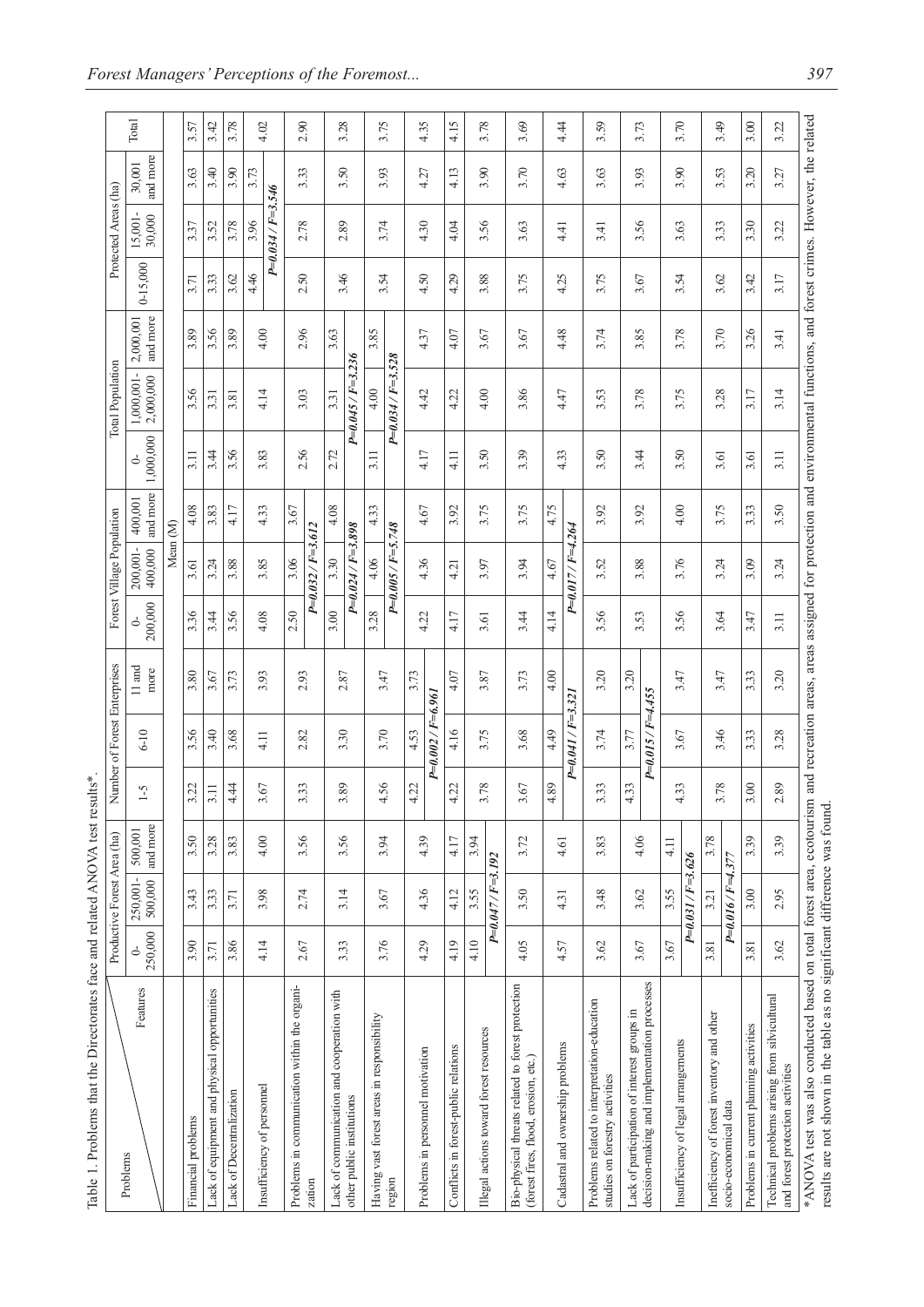Table 1. Problems that the Directorates face and related ANOVA test results*.

| Problems / Features | Productive Forest Area (ha) | | | Number of Forest Enterprises | | | Forest Village Population | | | Total Population | | | Protected Areas (ha) | | | Total |
|---|---|---|---|---|---|---|---|---|---|---|---|---|---|---|---|---|
| | 0-250,000 | 250,001-500,000 | 500,001 and more | 1-5 | 6-10 | 11 and more | 0-200,000 | 200,001-400,000 | 400,001 and more | 0-1,000,000 | 1,000,001-2,000,000 | 2,000,001 and more | 0-15,000 | 15,001-30,000 | 30,001 and more | |
| | Mean (M) | | | | | | | | | | | | | | | |
| Financial problems | 3.90 | 3.43 | 3.50 | 3.22 | 3.56 | 3.80 | 3.36 | 3.61 | 4.08 | 3.11 | 3.56 | 3.89 | 3.71 | 3.37 | 3.63 | 3.57 |
| Lack of equipment and physical opportunities | 3.71 | 3.33 | 3.28 | 3.11 | 3.40 | 3.67 | 3.44 | 3.24 | 3.83 | 3.44 | 3.31 | 3.56 | 3.33 | 3.52 | 3.40 | 3.42 |
| Lack of Decentralization | 3.86 | 3.71 | 3.83 | 4.44 | 3.68 | 3.73 | 3.56 | 3.88 | 4.17 | 3.56 | 3.81 | 3.89 | 3.62 | 3.78 | 3.90 | 3.78 |
| Insufficiency of personnel | 4.14 | 3.98 | 4.00 | 3.67 | 4.11 | 3.93 | 4.08 | 3.85 | 4.33 | 3.83 | 4.14 | 4.00 | 4.46 | 3.96 | 3.73 | 4.02 |
| | | | | | | | | | | | | | *P=0.034 / F=3.546* | | | |
| Problems in communication within the organization | 2.67 | 2.74 | 3.56 | 3.33 | 2.82 | 2.93 | 2.50 | 3.06 | 3.67 | 2.56 | 3.03 | 2.96 | 2.50 | 2.78 | 3.33 | 2.90 |
| | | | | | | | *P=0.032 / F=3.612* | | | | | | | | | |
| Lack of communication and cooperation with other public institutions | 3.33 | 3.14 | 3.56 | 3.89 | 3.30 | 2.87 | 3.00 | 3.30 | 4.08 | 2.72 | 3.31 | 3.63 | 3.46 | 2.89 | 3.50 | 3.28 |
| | | | | | | | *P=0.024 / F=3.898* | | | *P=0.045 / F=3.236* | | | | | | |
| Having vast forest areas in responsibility region | 3.76 | 3.67 | 3.94 | 4.56 | 3.70 | 3.47 | 3.28 | 4.06 | 4.33 | 3.11 | 4.00 | 3.85 | 3.54 | 3.74 | 3.93 | 3.75 |
| | | | | | | | *P=0.005 / F=5.748* | | | *P=0.034 / F=3.528* | | | | | | |
| Problems in personnel motivation | 4.29 | 4.36 | 4.39 | 4.22 | 4.53 | 3.73 | 4.22 | 4.36 | 4.67 | 4.17 | 4.42 | 4.37 | 4.50 | 4.30 | 4.27 | 4.35 |
| | | | | *P=0.002 / F=6.961* | | | | | | | | | | | | |
| Conflicts in forest-public relations | 4.19 | 4.12 | 4.17 | 4.22 | 4.16 | 4.07 | 4.17 | 4.21 | 3.92 | 4.11 | 4.22 | 4.07 | 4.29 | 4.04 | 4.13 | 4.15 |
| Illegal actions toward forest resources | 4.10 | 3.55 | 3.94 | 3.78 | 3.75 | 3.87 | 3.61 | 3.97 | 3.75 | 3.50 | 4.00 | 3.67 | 3.88 | 3.56 | 3.90 | 3.78 |
| | *P=0.047 / F=3.192* | | | | | | | | | | | | | | | |
| Bio-physical threats related to forest protection (forest fires, flood, erosion, etc.) | 4.05 | 3.50 | 3.72 | 3.67 | 3.68 | 3.73 | 3.44 | 3.94 | 3.75 | 3.39 | 3.86 | 3.67 | 3.75 | 3.63 | 3.70 | 3.69 |
| Cadastral and ownership problems | 4.57 | 4.31 | 4.61 | 4.89 | 4.49 | 4.00 | 4.14 | 4.67 | 4.75 | 4.33 | 4.47 | 4.48 | 4.25 | 4.41 | 4.63 | 4.44 |
| | | | | *P=0.041 / F=3.321* | | | *P=0.017 / F=4.264* | | | | | | | | | |
| Problems related to interpretation-education studies on forestry activities | 3.62 | 3.48 | 3.83 | 3.33 | 3.74 | 3.20 | 3.56 | 3.52 | 3.92 | 3.50 | 3.53 | 3.74 | 3.75 | 3.41 | 3.63 | 3.59 |
| Lack of participation of interest groups in decision-making and implementation processes | 3.67 | 3.62 | 4.06 | 4.33 | 3.77 | 3.20 | 3.53 | 3.88 | 3.92 | 3.44 | 3.78 | 3.85 | 3.67 | 3.56 | 3.93 | 3.73 |
| | | | | *P=0.015 / F=4.455* | | | | | | | | | | | | |
| Insufficiency of legal arrangements | 3.67 | 3.55 | 4.11 | 4.33 | 3.67 | 3.47 | 3.56 | 3.76 | 4.00 | 3.50 | 3.75 | 3.78 | 3.54 | 3.63 | 3.90 | 3.70 |
| | *P=0.031 / F=3.626* | | | | | | | | | | | | | | | |
| Inefficiency of forest inventory and other socio-economical data | 3.81 | 3.21 | 3.78 | 3.78 | 3.46 | 3.47 | 3.64 | 3.24 | 3.75 | 3.61 | 3.28 | 3.70 | 3.62 | 3.33 | 3.53 | 3.49 |
| | *P=0.016 / F=4.377* | | | | | | | | | | | | | | | |
| Problems in current planning activities | 3.81 | 3.00 | 3.39 | 3.00 | 3.33 | 3.33 | 3.47 | 3.09 | 3.33 | 3.61 | 3.17 | 3.26 | 3.42 | 3.30 | 3.20 | 3.00 |
| Technical problems arising from silvicultural and forest protection activities | 3.62 | 2.95 | 3.39 | 2.89 | 3.28 | 3.20 | 3.11 | 3.24 | 3.50 | 3.11 | 3.14 | 3.41 | 3.17 | 3.22 | 3.27 | 3.22 |

*ANOVA test was also conducted based on total forest area, ecotourism and recreation areas, areas assigned for protection and environmental functions, and forest crimes. However, the related results are not shown in the table as no significant difference was found.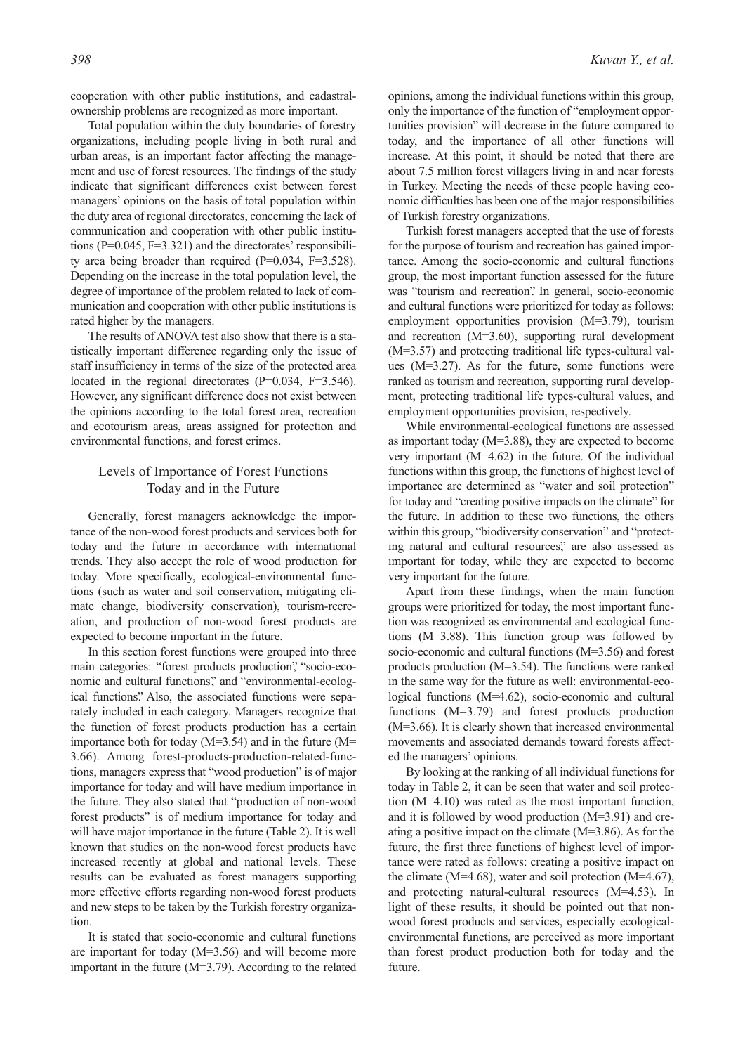cooperation with other public institutions, and cadastral-ownership problems are recognized as more important.

Total population within the duty boundaries of forestry organizations, including people living in both rural and urban areas, is an important factor affecting the management and use of forest resources. The findings of the study indicate that significant differences exist between forest managers' opinions on the basis of total population within the duty area of regional directorates, concerning the lack of communication and cooperation with other public institutions (P=0.045, F=3.321) and the directorates' responsibility area being broader than required (P=0.034, F=3.528). Depending on the increase in the total population level, the degree of importance of the problem related to lack of communication and cooperation with other public institutions is rated higher by the managers.

The results of ANOVA test also show that there is a statistically important difference regarding only the issue of staff insufficiency in terms of the size of the protected area located in the regional directorates (P=0.034, F=3.546). However, any significant difference does not exist between the opinions according to the total forest area, recreation and ecotourism areas, areas assigned for protection and environmental functions, and forest crimes.

## Levels of Importance of Forest Functions Today and in the Future

Generally, forest managers acknowledge the importance of the non-wood forest products and services both for today and the future in accordance with international trends. They also accept the role of wood production for today. More specifically, ecological-environmental functions (such as water and soil conservation, mitigating climate change, biodiversity conservation), tourism-recreation, and production of non-wood forest products are expected to become important in the future.

In this section forest functions were grouped into three main categories: "forest products production", "socio-economic and cultural functions", and "environmental-ecological functions". Also, the associated functions were separately included in each category. Managers recognize that the function of forest products production has a certain importance both for today (M=3.54) and in the future (M=3.66). Among forest-products-production-related-functions, managers express that "wood production" is of major importance for today and will have medium importance in the future. They also stated that "production of non-wood forest products" is of medium importance for today and will have major importance in the future (Table 2). It is well known that studies on the non-wood forest products have increased recently at global and national levels. These results can be evaluated as forest managers supporting more effective efforts regarding non-wood forest products and new steps to be taken by the Turkish forestry organization.

It is stated that socio-economic and cultural functions are important for today (M=3.56) and will become more important in the future (M=3.79). According to the related opinions, among the individual functions within this group, only the importance of the function of "employment opportunities provision" will decrease in the future compared to today, and the importance of all other functions will increase. At this point, it should be noted that there are about 7.5 million forest villagers living in and near forests in Turkey. Meeting the needs of these people having economic difficulties has been one of the major responsibilities of Turkish forestry organizations.

Turkish forest managers accepted that the use of forests for the purpose of tourism and recreation has gained importance. Among the socio-economic and cultural functions group, the most important function assessed for the future was "tourism and recreation". In general, socio-economic and cultural functions were prioritized for today as follows: employment opportunities provision (M=3.79), tourism and recreation (M=3.60), supporting rural development (M=3.57) and protecting traditional life types-cultural values (M=3.27). As for the future, some functions were ranked as tourism and recreation, supporting rural development, protecting traditional life types-cultural values, and employment opportunities provision, respectively.

While environmental-ecological functions are assessed as important today (M=3.88), they are expected to become very important (M=4.62) in the future. Of the individual functions within this group, the functions of highest level of importance are determined as "water and soil protection" for today and "creating positive impacts on the climate" for the future. In addition to these two functions, the others within this group, "biodiversity conservation" and "protecting natural and cultural resources", are also assessed as important for today, while they are expected to become very important for the future.

Apart from these findings, when the main function groups were prioritized for today, the most important function was recognized as environmental and ecological functions (M=3.88). This function group was followed by socio-economic and cultural functions (M=3.56) and forest products production (M=3.54). The functions were ranked in the same way for the future as well: environmental-ecological functions (M=4.62), socio-economic and cultural functions (M=3.79) and forest products production (M=3.66). It is clearly shown that increased environmental movements and associated demands toward forests affected the managers' opinions.

By looking at the ranking of all individual functions for today in Table 2, it can be seen that water and soil protection (M=4.10) was rated as the most important function, and it is followed by wood production (M=3.91) and creating a positive impact on the climate (M=3.86). As for the future, the first three functions of highest level of importance were rated as follows: creating a positive impact on the climate (M=4.68), water and soil protection (M=4.67), and protecting natural-cultural resources (M=4.53). In light of these results, it should be pointed out that non-wood forest products and services, especially ecological-environmental functions, are perceived as more important than forest product production both for today and the future.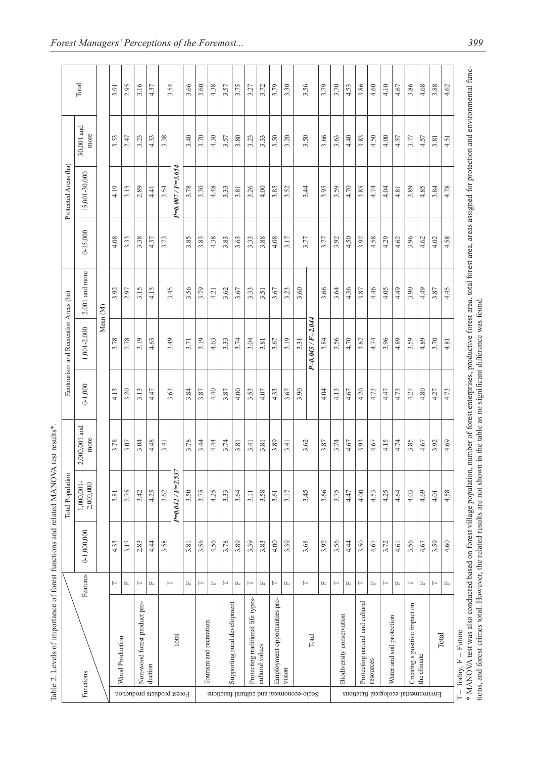Table 2. Levels of importance of forest functions and related MANOVA test results*.

| Functions | | Features | Total Population | | | Ecotourism and Recreation Areas (ha) | | | Protected Areas (ha) | | | Total |
|---|---|---|---|---|---|---|---|---|---|---|---|---|
| | | | 0-1,000,000 | 1,000,001-2,000,000 | 2,000,001 and more | 0-1,000 | 1,001-2,000 | 2,001 and more | 0-15,000 | 15,001-30,000 | 30,001 and more | |
| | | | Mean (M) | | | | | | | | | |
| Forest products production | Wood Production | T | 4.33 | 3.81 | 3.78 | 4.13 | 3.78 | 3.92 | 4.08 | 4.19 | 3.53 | 3.91 |
| | | F | 3.17 | 2.75 | 3.07 | 3.20 | 2.78 | 2.97 | 3.33 | 3.15 | 2.47 | 2.95 |
| | Non-wood forest product production | T | 2.83 | 3.42 | 3.04 | 3.13 | 3.19 | 3.15 | 3.38 | 2.89 | 3.23 | 3.16 |
| | | F | 4.44 | 4.25 | 4.48 | 4.47 | 4.63 | 4.15 | 4.37 | 4.41 | 4.33 | 4.37 |
| | Total | T | 3.58 | 3.62 | 3.41 | 3.63 | 3.49 | 3.45 | 3.73 | 3.54 | 3.38 | 3.54 |
| | | | | *P=0.042 / F=2.537* | | | | | | *P=0.007 / F=3.654* | | |
| | | F | 3.81 | 3.50 | 3.78 | 3.84 | 3.71 | 3.56 | 3.85 | 3.78 | 3.40 | 3.66 |
| Socio-economical and cultural functions | Tourism and recreation | T | 3.56 | 3.75 | 3.44 | 3.87 | 3.19 | 3.79 | 3.83 | 3.30 | 3.70 | 3.60 |
| | | F | 4.56 | 4.25 | 4.44 | 4.40 | 4.63 | 4.21 | 4.38 | 4.48 | 4.30 | 4.38 |
| | Supporting rural development | T | 3.78 | 3.33 | 3.74 | 3.87 | 3.33 | 3.62 | 3.83 | 3.33 | 3.57 | 3.57 |
| | | F | 3.89 | 3.64 | 3.81 | 4.00 | 3.74 | 3.67 | 3.63 | 3.81 | 3.80 | 3.75 |
| | Protecting traditional life types-cultural values | T | 3.39 | 3.11 | 3.41 | 3.53 | 3.04 | 3.33 | 3.33 | 3.26 | 3.23 | 3.27 |
| | | F | 3.83 | 3.58 | 3.81 | 4.07 | 3.81 | 3.51 | 3.88 | 4.00 | 3.33 | 3.72 |
| | Employment opportunities provision | T | 4.00 | 3.61 | 3.89 | 4.33 | 3.67 | 3.67 | 4.08 | 3.85 | 3.50 | 3.79 |
| | | F | 3.39 | 3.17 | 3.41 | 3.67 | 3.19 | 3.23 | 3.17 | 3.52 | 3.20 | 3.30 |
| | Total | T | 3.68 | 3.45 | 3.62 | 3.90 | 3.31 | 3.60 | 3.77 | 3.44 | 3.50 | 3.56 |
| | | | | | | | *P=0.045 / F=2.044* | | | | | |
| | | F | 3.92 | 3.66 | 3.87 | 4.04 | 3.84 | 3.66 | 3.77 | 3.95 | 3.66 | 3.79 |
| Environmental-ecological functions | Biodiversity conservation | T | 3.56 | 3.75 | 3.74 | 4.13 | 3.56 | 3.64 | 3.92 | 3.59 | 3.63 | 3.70 |
| | | F | 4.44 | 4.47 | 4.67 | 4.67 | 4.70 | 4.36 | 4.50 | 4.70 | 4.40 | 4.53 |
| | Protecting natural and cultural resources | T | 3.50 | 4.00 | 3.93 | 4.20 | 3.67 | 3.87 | 3.92 | 3.85 | 3.83 | 3.86 |
| | | F | 4.67 | 4.53 | 4.67 | 4.73 | 4.74 | 4.46 | 4.58 | 4.74 | 4.50 | 4.60 |
| | Water and soil protection | T | 3.72 | 4.25 | 4.15 | 4.47 | 3.96 | 4.05 | 4.29 | 4.04 | 4.00 | 4.10 |
| | | F | 4.61 | 4.64 | 4.74 | 4.73 | 4.89 | 4.49 | 4.62 | 4.81 | 4.57 | 4.67 |
| | Creating a positive impact on the climate | T | 3.56 | 4.03 | 3.85 | 4.27 | 3.59 | 3.90 | 3.96 | 3.89 | 3.77 | 3.86 |
| | | F | 4.67 | 4.69 | 4.67 | 4.80 | 4.89 | 4.49 | 4.62 | 4.85 | 4.57 | 4.68 |
| | Total | T | 3.59 | 4.01 | 3.92 | 4.27 | 3.70 | 3.87 | 4.02 | 3.84 | 3.81 | 3.88 |
| | | F | 4.60 | 4.58 | 4.69 | 4.73 | 4.81 | 4.45 | 4.58 | 4.78 | 4.51 | 4.62 |

T – Today, F – Future

\* MANOVA test was also conducted based on forest village population, number of forest enterprises, productive forest area, total forest area, areas assigned for protection and environmental functions, and forest crimes total. However, the related results are not shown in the table as no significant difference was found.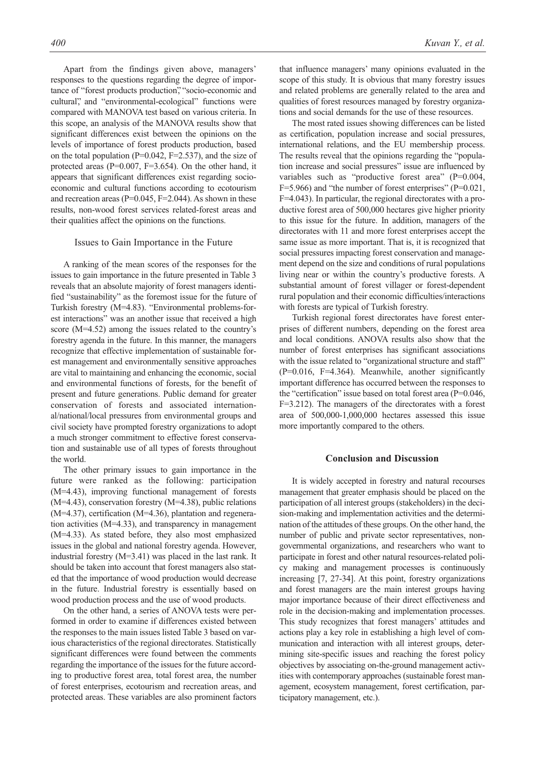Apart from the findings given above, managers' responses to the questions regarding the degree of importance of "forest products production", "socio-economic and cultural", and "environmental-ecological" functions were compared with MANOVA test based on various criteria. In this scope, an analysis of the MANOVA results show that significant differences exist between the opinions on the levels of importance of forest products production, based on the total population (P=0.042, F=2.537), and the size of protected areas (P=0.007, F=3.654). On the other hand, it appears that significant differences exist regarding socio-economic and cultural functions according to ecotourism and recreation areas (P=0.045, F=2.044). As shown in these results, non-wood forest services related-forest areas and their qualities affect the opinions on the functions.

### Issues to Gain Importance in the Future

A ranking of the mean scores of the responses for the issues to gain importance in the future presented in Table 3 reveals that an absolute majority of forest managers identified "sustainability" as the foremost issue for the future of Turkish forestry (M=4.83). "Environmental problems-forest interactions" was an another issue that received a high score (M=4.52) among the issues related to the country's forestry agenda in the future. In this manner, the managers recognize that effective implementation of sustainable forest management and environmentally sensitive approaches are vital to maintaining and enhancing the economic, social and environmental functions of forests, for the benefit of present and future generations. Public demand for greater conservation of forests and associated international/national/local pressures from environmental groups and civil society have prompted forestry organizations to adopt a much stronger commitment to effective forest conservation and sustainable use of all types of forests throughout the world.

The other primary issues to gain importance in the future were ranked as the following: participation (M=4.43), improving functional management of forests (M=4.43), conservation forestry (M=4.38), public relations (M=4.37), certification (M=4.36), plantation and regeneration activities (M=4.33), and transparency in management (M=4.33). As stated before, they also most emphasized issues in the global and national forestry agenda. However, industrial forestry (M=3.41) was placed in the last rank. It should be taken into account that forest managers also stated that the importance of wood production would decrease in the future. Industrial forestry is essentially based on wood production process and the use of wood products.

On the other hand, a series of ANOVA tests were performed in order to examine if differences existed between the responses to the main issues listed Table 3 based on various characteristics of the regional directorates. Statistically significant differences were found between the comments regarding the importance of the issues for the future according to productive forest area, total forest area, the number of forest enterprises, ecotourism and recreation areas, and protected areas. These variables are also prominent factors that influence managers' many opinions evaluated in the scope of this study. It is obvious that many forestry issues and related problems are generally related to the area and qualities of forest resources managed by forestry organizations and social demands for the use of these resources.

The most rated issues showing differences can be listed as certification, population increase and social pressures, international relations, and the EU membership process. The results reveal that the opinions regarding the "population increase and social pressures" issue are influenced by variables such as "productive forest area" (P=0.004, F=5.966) and "the number of forest enterprises" (P=0.021, F=4.043). In particular, the regional directorates with a productive forest area of 500,000 hectares give higher priority to this issue for the future. In addition, managers of the directorates with 11 and more forest enterprises accept the same issue as more important. That is, it is recognized that social pressures impacting forest conservation and management depend on the size and conditions of rural populations living near or within the country's productive forests. A substantial amount of forest villager or forest-dependent rural population and their economic difficulties/interactions with forests are typical of Turkish forestry.

Turkish regional forest directorates have forest enterprises of different numbers, depending on the forest area and local conditions. ANOVA results also show that the number of forest enterprises has significant associations with the issue related to "organizational structure and staff" (P=0.016, F=4.364). Meanwhile, another significantly important difference has occurred between the responses to the "certification" issue based on total forest area (P=0.046, F=3.212). The managers of the directorates with a forest area of 500,000-1,000,000 hectares assessed this issue more importantly compared to the others.

## Conclusion and Discussion

It is widely accepted in forestry and natural recourses management that greater emphasis should be placed on the participation of all interest groups (stakeholders) in the decision-making and implementation activities and the determination of the attitudes of these groups. On the other hand, the number of public and private sector representatives, non-governmental organizations, and researchers who want to participate in forest and other natural resources-related policy making and management processes is continuously increasing [7, 27-34]. At this point, forestry organizations and forest managers are the main interest groups having major importance because of their direct effectiveness and role in the decision-making and implementation processes. This study recognizes that forest managers' attitudes and actions play a key role in establishing a high level of communication and interaction with all interest groups, determining site-specific issues and reaching the forest policy objectives by associating on-the-ground management activities with contemporary approaches (sustainable forest management, ecosystem management, forest certification, participatory management, etc.).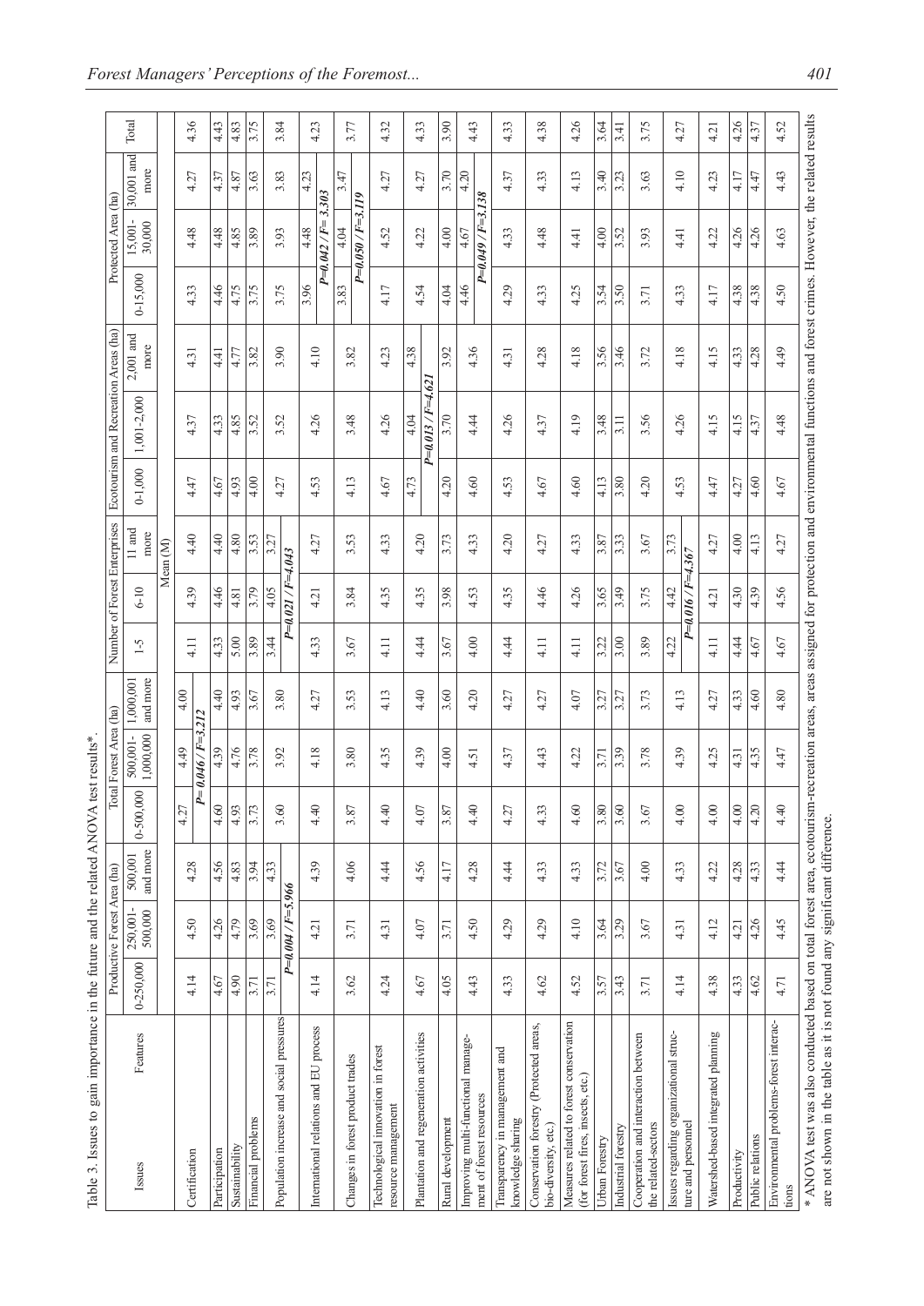Table 3. Issues to gain importance in the future and the related ANOVA test results*.

| Issues | Productive Forest Area (ha) | | | Total Forest Area (ha) | | | Number of Forest Enterprises | | | Ecotourism and Recreation Areas (ha) | | | Protected Area (ha) | | | Total |
|---|---|---|---|---|---|---|---|---|---|---|---|---|---|---|---|---|
| Features | 0-250,000 | 250,001-500,000 | 500,001 and more | 0-500,000 | 500,001-1,000,000 | 1,000,001 and more | 1-5 | 6-10 | 11 and more | 0-1,000 | 1,001-2,000 | 2,001 and more | 0-15,000 | 15,001-30,000 | 30,001 and more | |
| | Mean (M) | | | | | | | | | | | | | | | |
| Certification | 4.14 | 4.50 | 4.28 | 4.27 | 4.49 | 4.00 | 4.11 | 4.39 | 4.40 | 4.47 | 4.37 | 4.31 | 4.33 | 4.48 | 4.27 | 4.36 |
| | | | | | *P= 0.046 / F=3.212* | | | | | | | | | | | |
| Participation | 4.67 | 4.26 | 4.56 | 4.60 | 4.39 | 4.40 | 4.33 | 4.46 | 4.40 | 4.67 | 4.33 | 4.41 | 4.46 | 4.48 | 4.37 | 4.43 |
| Sustainability | 4.90 | 4.79 | 4.83 | 4.93 | 4.76 | 4.93 | 5.00 | 4.81 | 4.80 | 4.93 | 4.85 | 4.77 | 4.75 | 4.85 | 4.87 | 4.83 |
| Financial problems | 3.71 | 3.69 | 3.94 | 3.73 | 3.78 | 3.67 | 3.89 | 3.79 | 3.53 | 4.00 | 3.52 | 3.82 | 3.75 | 3.89 | 3.63 | 3.75 |
| Population increase and social pressures | 3.71 | 3.69 | 4.33 | 3.60 | 3.92 | 3.80 | 3.44 | 4.05 | 3.27 | 4.27 | 3.52 | 3.90 | 3.75 | 3.93 | 3.83 | 3.84 |
| | | *P=0.004 / F=5.966* | | | | | | *P=0.021 / F=4.043* | | | | | | | | |
| International relations and EU process | 4.14 | 4.21 | 4.39 | 4.40 | 4.18 | 4.27 | 4.33 | 4.21 | 4.27 | 4.53 | 4.26 | 4.10 | 3.96 | 4.48 | 4.23 | 4.23 |
| | | | | | | | | | | | | | | *P=0.042 / F= 3.303* | | |
| Changes in forest product trades | 3.62 | 3.71 | 4.06 | 3.87 | 3.80 | 3.53 | 3.67 | 3.84 | 3.53 | 4.13 | 3.48 | 3.82 | 3.83 | 4.04 | 3.47 | 3.77 |
| | | | | | | | | | | | | | | *P=0.050 / F=3.119* | | |
| Technological innovation in forest resource management | 4.24 | 4.31 | 4.44 | 4.40 | 4.35 | 4.13 | 4.11 | 4.35 | 4.33 | 4.67 | 4.26 | 4.23 | 4.17 | 4.52 | 4.27 | 4.32 |
| Plantation and regeneration activities | 4.67 | 4.07 | 4.56 | 4.07 | 4.39 | 4.40 | 4.44 | 4.35 | 4.20 | 4.73 | 4.04 | 4.38 | 4.54 | 4.22 | 4.27 | 4.33 |
| | | | | | | | | | | | *P=0.013 / F=4.621* | | | | | |
| Rural development | 4.05 | 3.71 | 4.17 | 3.87 | 4.00 | 3.60 | 3.67 | 3.98 | 3.73 | 4.20 | 3.70 | 3.92 | 4.04 | 4.00 | 3.70 | 3.90 |
| Improving multi-functional management of forest resources | 4.43 | 4.50 | 4.28 | 4.40 | 4.51 | 4.20 | 4.00 | 4.53 | 4.33 | 4.60 | 4.44 | 4.36 | 4.46 | 4.67 | 4.20 | 4.43 |
| | | | | | | | | | | | | | | *P=0.049 / F=3.138* | | |
| Transparency in management and knowledge sharing | 4.33 | 4.29 | 4.44 | 4.27 | 4.37 | 4.27 | 4.44 | 4.35 | 4.20 | 4.53 | 4.26 | 4.31 | 4.29 | 4.33 | 4.37 | 4.33 |
| Conservation forestry (Protected areas, bio-diversity, etc.) | 4.62 | 4.29 | 4.33 | 4.33 | 4.43 | 4.27 | 4.11 | 4.46 | 4.27 | 4.67 | 4.37 | 4.28 | 4.33 | 4.48 | 4.33 | 4.38 |
| Measures related to forest conservation (for forest fires, insects, etc.) | 4.52 | 4.10 | 4.33 | 4.60 | 4.22 | 4.07 | 4.11 | 4.26 | 4.33 | 4.60 | 4.19 | 4.18 | 4.25 | 4.41 | 4.13 | 4.26 |
| Urban Forestry | 3.57 | 3.64 | 3.72 | 3.80 | 3.71 | 3.27 | 3.22 | 3.65 | 3.87 | 4.13 | 3.48 | 3.56 | 3.54 | 4.00 | 3.40 | 3.64 |
| Industrial forestry | 3.43 | 3.29 | 3.67 | 3.60 | 3.39 | 3.27 | 3.00 | 3.49 | 3.33 | 3.80 | 3.11 | 3.46 | 3.50 | 3.52 | 3.23 | 3.41 |
| Cooperation and interaction between the related-sectors | 3.71 | 3.67 | 4.00 | 3.67 | 3.78 | 3.73 | 3.89 | 3.75 | 3.67 | 4.20 | 3.56 | 3.72 | 3.71 | 3.93 | 3.63 | 3.75 |
| Issues regarding organizational structure and personnel | 4.14 | 4.31 | 4.33 | 4.00 | 4.39 | 4.13 | 4.22 | 4.42 | 3.73 | 4.53 | 4.26 | 4.18 | 4.33 | 4.41 | 4.10 | 4.27 |
| | | | | | | | | *P=0.016 / F=4.367* | | | | | | | | |
| Watershed-based integrated planning | 4.38 | 4.12 | 4.22 | 4.00 | 4.25 | 4.27 | 4.11 | 4.21 | 4.27 | 4.47 | 4.15 | 4.15 | 4.17 | 4.22 | 4.23 | 4.21 |
| Productivity | 4.33 | 4.21 | 4.28 | 4.00 | 4.31 | 4.33 | 4.44 | 4.30 | 4.00 | 4.27 | 4.15 | 4.33 | 4.38 | 4.26 | 4.17 | 4.26 |
| Public relations | 4.62 | 4.26 | 4.33 | 4.20 | 4.35 | 4.60 | 4.67 | 4.39 | 4.13 | 4.60 | 4.37 | 4.28 | 4.38 | 4.26 | 4.47 | 4.37 |
| Environmental problems-forest interactions | 4.71 | 4.45 | 4.44 | 4.40 | 4.47 | 4.80 | 4.67 | 4.56 | 4.27 | 4.67 | 4.48 | 4.49 | 4.50 | 4.63 | 4.43 | 4.52 |

* ANOVA test was also conducted based on total forest area, ecotourism-recreation areas, areas assigned for protection and environmental functions and forest crimes. However, the related results are not shown in the table as it is not found any significant difference.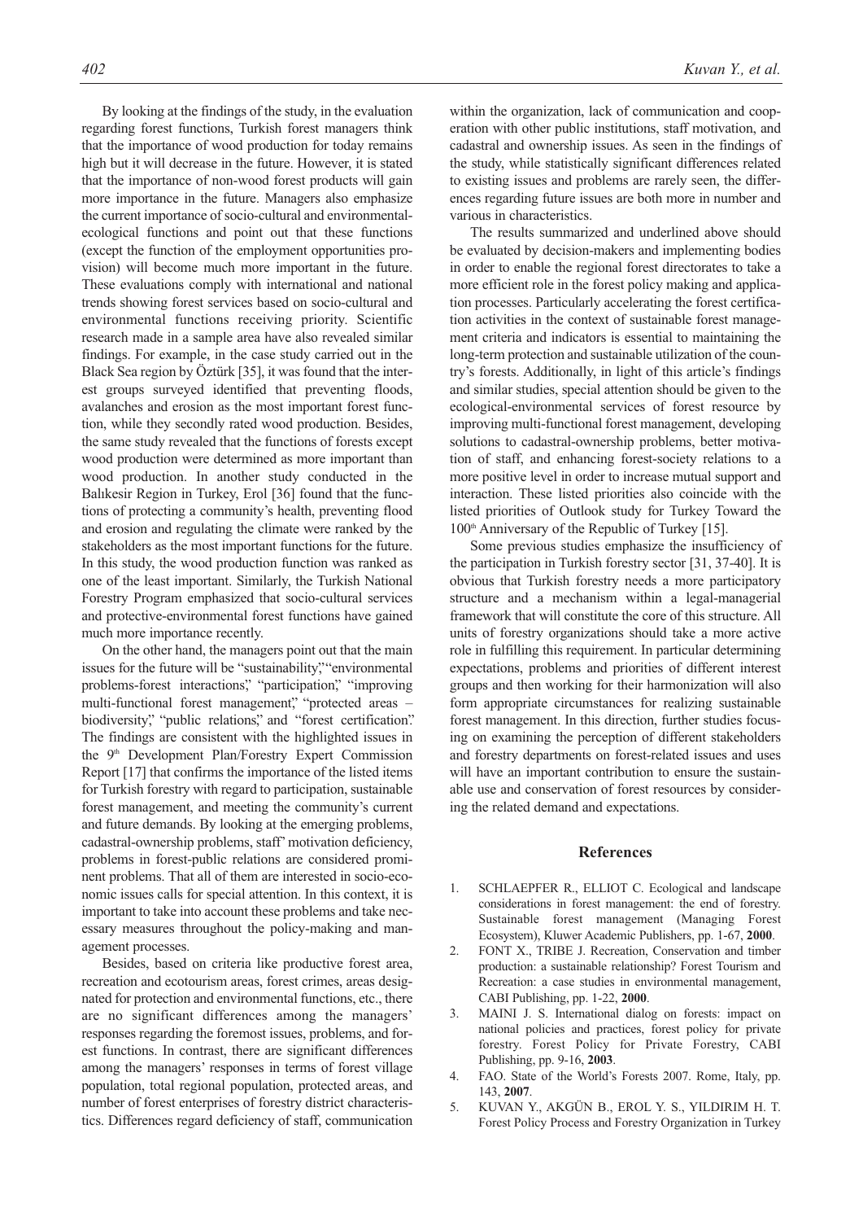By looking at the findings of the study, in the evaluation regarding forest functions, Turkish forest managers think that the importance of wood production for today remains high but it will decrease in the future. However, it is stated that the importance of non-wood forest products will gain more importance in the future. Managers also emphasize the current importance of socio-cultural and environmental-ecological functions and point out that these functions (except the function of the employment opportunities provision) will become much more important in the future. These evaluations comply with international and national trends showing forest services based on socio-cultural and environmental functions receiving priority. Scientific research made in a sample area have also revealed similar findings. For example, in the case study carried out in the Black Sea region by Öztürk [35], it was found that the interest groups surveyed identified that preventing floods, avalanches and erosion as the most important forest function, while they secondly rated wood production. Besides, the same study revealed that the functions of forests except wood production were determined as more important than wood production. In another study conducted in the Balıkesir Region in Turkey, Erol [36] found that the functions of protecting a community's health, preventing flood and erosion and regulating the climate were ranked by the stakeholders as the most important functions for the future. In this study, the wood production function was ranked as one of the least important. Similarly, the Turkish National Forestry Program emphasized that socio-cultural services and protective-environmental forest functions have gained much more importance recently.

On the other hand, the managers point out that the main issues for the future will be "sustainability," "environmental problems-forest interactions," "participation," "improving multi-functional forest management," "protected areas – biodiversity," "public relations," and "forest certification." The findings are consistent with the highlighted issues in the 9th Development Plan/Forestry Expert Commission Report [17] that confirms the importance of the listed items for Turkish forestry with regard to participation, sustainable forest management, and meeting the community's current and future demands. By looking at the emerging problems, cadastral-ownership problems, staff' motivation deficiency, problems in forest-public relations are considered prominent problems. That all of them are interested in socio-economic issues calls for special attention. In this context, it is important to take into account these problems and take necessary measures throughout the policy-making and management processes.

Besides, based on criteria like productive forest area, recreation and ecotourism areas, forest crimes, areas designated for protection and environmental functions, etc., there are no significant differences among the managers' responses regarding the foremost issues, problems, and forest functions. In contrast, there are significant differences among the managers' responses in terms of forest village population, total regional population, protected areas, and number of forest enterprises of forestry district characteristics. Differences regard deficiency of staff, communication within the organization, lack of communication and cooperation with other public institutions, staff motivation, and cadastral and ownership issues. As seen in the findings of the study, while statistically significant differences related to existing issues and problems are rarely seen, the differences regarding future issues are both more in number and various in characteristics.

The results summarized and underlined above should be evaluated by decision-makers and implementing bodies in order to enable the regional forest directorates to take a more efficient role in the forest policy making and application processes. Particularly accelerating the forest certification activities in the context of sustainable forest management criteria and indicators is essential to maintaining the long-term protection and sustainable utilization of the country's forests. Additionally, in light of this article's findings and similar studies, special attention should be given to the ecological-environmental services of forest resource by improving multi-functional forest management, developing solutions to cadastral-ownership problems, better motivation of staff, and enhancing forest-society relations to a more positive level in order to increase mutual support and interaction. These listed priorities also coincide with the listed priorities of Outlook study for Turkey Toward the 100th Anniversary of the Republic of Turkey [15].

Some previous studies emphasize the insufficiency of the participation in Turkish forestry sector [31, 37-40]. It is obvious that Turkish forestry needs a more participatory structure and a mechanism within a legal-managerial framework that will constitute the core of this structure. All units of forestry organizations should take a more active role in fulfilling this requirement. In particular determining expectations, problems and priorities of different interest groups and then working for their harmonization will also form appropriate circumstances for realizing sustainable forest management. In this direction, further studies focusing on examining the perception of different stakeholders and forestry departments on forest-related issues and uses will have an important contribution to ensure the sustainable use and conservation of forest resources by considering the related demand and expectations.

## References

1. SCHLAEPFER R., ELLIOT C. Ecological and landscape considerations in forest management: the end of forestry. Sustainable forest management (Managing Forest Ecosystem), Kluwer Academic Publishers, pp. 1-67, **2000**.
2. FONT X., TRIBE J. Recreation, Conservation and timber production: a sustainable relationship? Forest Tourism and Recreation: a case studies in environmental management, CABI Publishing, pp. 1-22, **2000**.
3. MAINI J. S. International dialog on forests: impact on national policies and practices, forest policy for private forestry. Forest Policy for Private Forestry, CABI Publishing, pp. 9-16, **2003**.
4. FAO. State of the World's Forests 2007. Rome, Italy, pp. 143, **2007**.
5. KUVAN Y., AKGÜN B., EROL Y. S., YILDIRIM H. T. Forest Policy Process and Forestry Organization in Turkey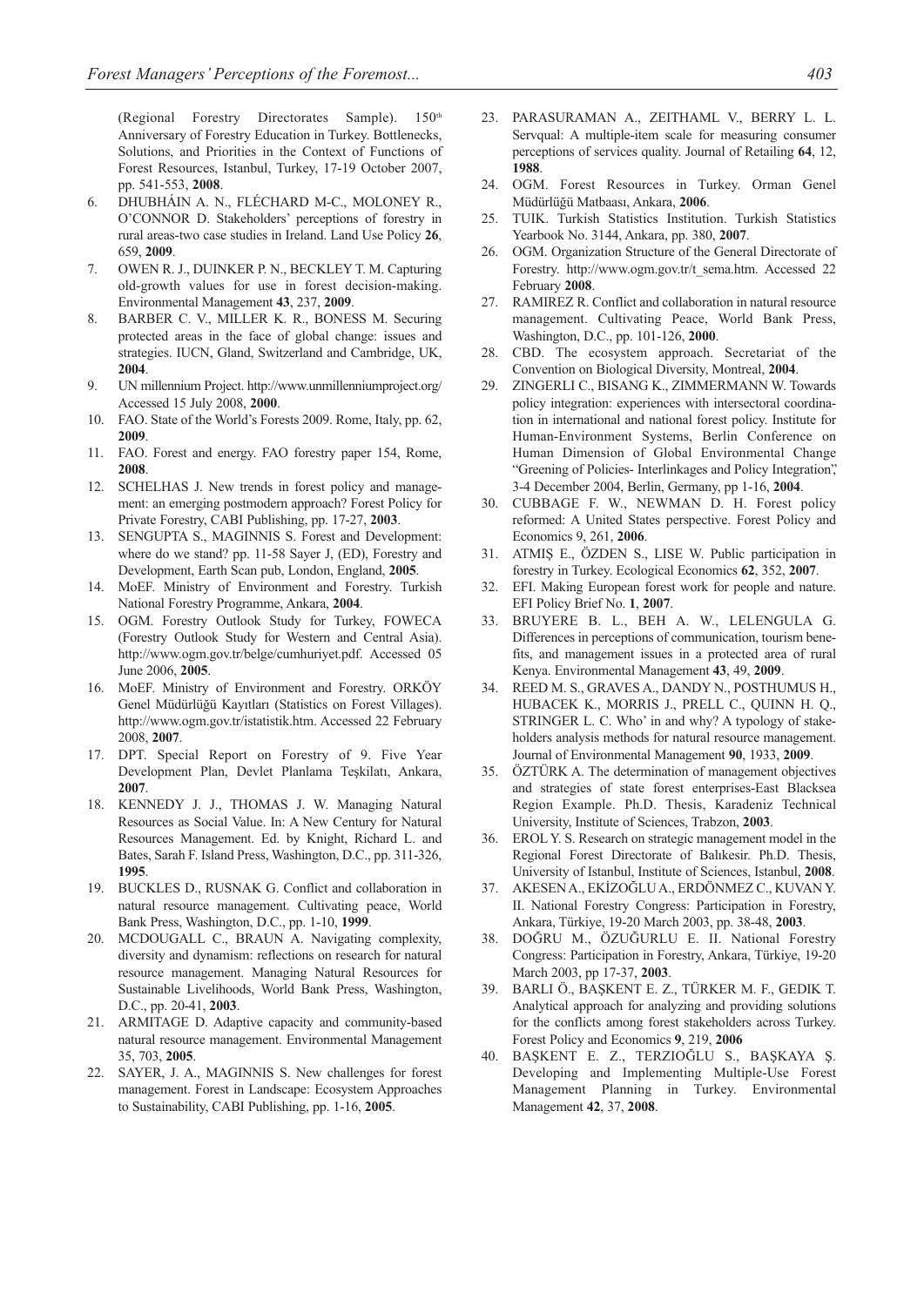(Regional Forestry Directorates Sample). 150th Anniversary of Forestry Education in Turkey. Bottlenecks, Solutions, and Priorities in the Context of Functions of Forest Resources, Istanbul, Turkey, 17-19 October 2007, pp. 541-553, **2008**.

6. DHUBHÁIN A. N., FLÉCHARD M-C., MOLONEY R., O'CONNOR D. Stakeholders' perceptions of forestry in rural areas-two case studies in Ireland. Land Use Policy **26**, 659, **2009**.
7. OWEN R. J., DUINKER P. N., BECKLEY T. M. Capturing old-growth values for use in forest decision-making. Environmental Management **43**, 237, **2009**.
8. BARBER C. V., MILLER K. R., BONESS M. Securing protected areas in the face of global change: issues and strategies. IUCN, Gland, Switzerland and Cambridge, UK, **2004**.
9. UN millennium Project. http://www.unmillenniumproject.org/ Accessed 15 July 2008, **2000**.
10. FAO. State of the World's Forests 2009. Rome, Italy, pp. 62, **2009**.
11. FAO. Forest and energy. FAO forestry paper 154, Rome, **2008**.
12. SCHELHAS J. New trends in forest policy and management: an emerging postmodern approach? Forest Policy for Private Forestry, CABI Publishing, pp. 17-27, **2003**.
13. SENGUPTA S., MAGINNIS S. Forest and Development: where do we stand? pp. 11-58 Sayer J, (ED), Forestry and Development, Earth Scan pub, London, England, **2005**.
14. MoEF. Ministry of Environment and Forestry. Turkish National Forestry Programme, Ankara, **2004**.
15. OGM. Forestry Outlook Study for Turkey, FOWECA (Forestry Outlook Study for Western and Central Asia). http://www.ogm.gov.tr/belge/cumhuriyet.pdf. Accessed 05 June 2006, **2005**.
16. MoEF. Ministry of Environment and Forestry. ORKÖY Genel Müdürlüğü Kayıtları (Statistics on Forest Villages). http://www.ogm.gov.tr/istatistik.htm. Accessed 22 February 2008, **2007**.
17. DPT. Special Report on Forestry of 9. Five Year Development Plan, Devlet Planlama Teşkilatı, Ankara, **2007**.
18. KENNEDY J. J., THOMAS J. W. Managing Natural Resources as Social Value. In: A New Century for Natural Resources Management. Ed. by Knight, Richard L. and Bates, Sarah F. Island Press, Washington, D.C., pp. 311-326, **1995**.
19. BUCKLES D., RUSNAK G. Conflict and collaboration in natural resource management. Cultivating peace, World Bank Press, Washington, D.C., pp. 1-10, **1999**.
20. MCDOUGALL C., BRAUN A. Navigating complexity, diversity and dynamism: reflections on research for natural resource management. Managing Natural Resources for Sustainable Livelihoods, World Bank Press, Washington, D.C., pp. 20-41, **2003**.
21. ARMITAGE D. Adaptive capacity and community-based natural resource management. Environmental Management 35, 703, **2005**.
22. SAYER, J. A., MAGINNIS S. New challenges for forest management. Forest in Landscape: Ecosystem Approaches to Sustainability, CABI Publishing, pp. 1-16, **2005**.
23. PARASURAMAN A., ZEITHAML V., BERRY L. L. Servqual: A multiple-item scale for measuring consumer perceptions of services quality. Journal of Retailing **64**, 12, **1988**.
24. OGM. Forest Resources in Turkey. Orman Genel Müdürlüğü Matbaası, Ankara, **2006**.
25. TUIK. Turkish Statistics Institution. Turkish Statistics Yearbook No. 3144, Ankara, pp. 380, **2007**.
26. OGM. Organization Structure of the General Directorate of Forestry. http://www.ogm.gov.tr/t_sema.htm. Accessed 22 February **2008**.
27. RAMIREZ R. Conflict and collaboration in natural resource management. Cultivating Peace, World Bank Press, Washington, D.C., pp. 101-126, **2000**.
28. CBD. The ecosystem approach. Secretariat of the Convention on Biological Diversity, Montreal, **2004**.
29. ZINGERLI C., BISANG K., ZIMMERMANN W. Towards policy integration: experiences with intersectoral coordination in international and national forest policy. Institute for Human-Environment Systems, Berlin Conference on Human Dimension of Global Environmental Change "Greening of Policies- Interlinkages and Policy Integration", 3-4 December 2004, Berlin, Germany, pp 1-16, **2004**.
30. CUBBAGE F. W., NEWMAN D. H. Forest policy reformed: A United States perspective. Forest Policy and Economics 9, 261, **2006**.
31. ATMIŞ E., ÖZDEN S., LISE W. Public participation in forestry in Turkey. Ecological Economics **62**, 352, **2007**.
32. EFI. Making European forest work for people and nature. EFI Policy Brief No. **1**, **2007**.
33. BRUYERE B. L., BEH A. W., LELENGULA G. Differences in perceptions of communication, tourism benefits, and management issues in a protected area of rural Kenya. Environmental Management **43**, 49, **2009**.
34. REED M. S., GRAVES A., DANDY N., POSTHUMUS H., HUBACEK K., MORRIS J., PRELL C., QUINN H. Q., STRINGER L. C. Who' in and why? A typology of stakeholders analysis methods for natural resource management. Journal of Environmental Management **90**, 1933, **2009**.
35. ÖZTÜRK A. The determination of management objectives and strategies of state forest enterprises-East Blacksea Region Example. Ph.D. Thesis, Karadeniz Technical University, Institute of Sciences, Trabzon, **2003**.
36. EROL Y. S. Research on strategic management model in the Regional Forest Directorate of Balıkesir. Ph.D. Thesis, University of Istanbul, Institute of Sciences, Istanbul, **2008**.
37. AKESEN A., EKİZOĞLU A., ERDÖNMEZ C., KUVAN Y. II. National Forestry Congress: Participation in Forestry, Ankara, Türkiye, 19-20 March 2003, pp. 38-48, **2003**.
38. DOĞRU M., ÖZUĞURLU E. II. National Forestry Congress: Participation in Forestry, Ankara, Türkiye, 19-20 March 2003, pp 17-37, **2003**.
39. BARLI Ö., BAŞKENT E. Z., TÜRKER M. F., GEDIK T. Analytical approach for analyzing and providing solutions for the conflicts among forest stakeholders across Turkey. Forest Policy and Economics **9**, 219, **2006**
40. BAŞKENT E. Z., TERZIOĞLU S., BAŞKAYA Ş. Developing and Implementing Multiple-Use Forest Management Planning in Turkey. Environmental Management **42**, 37, **2008**.